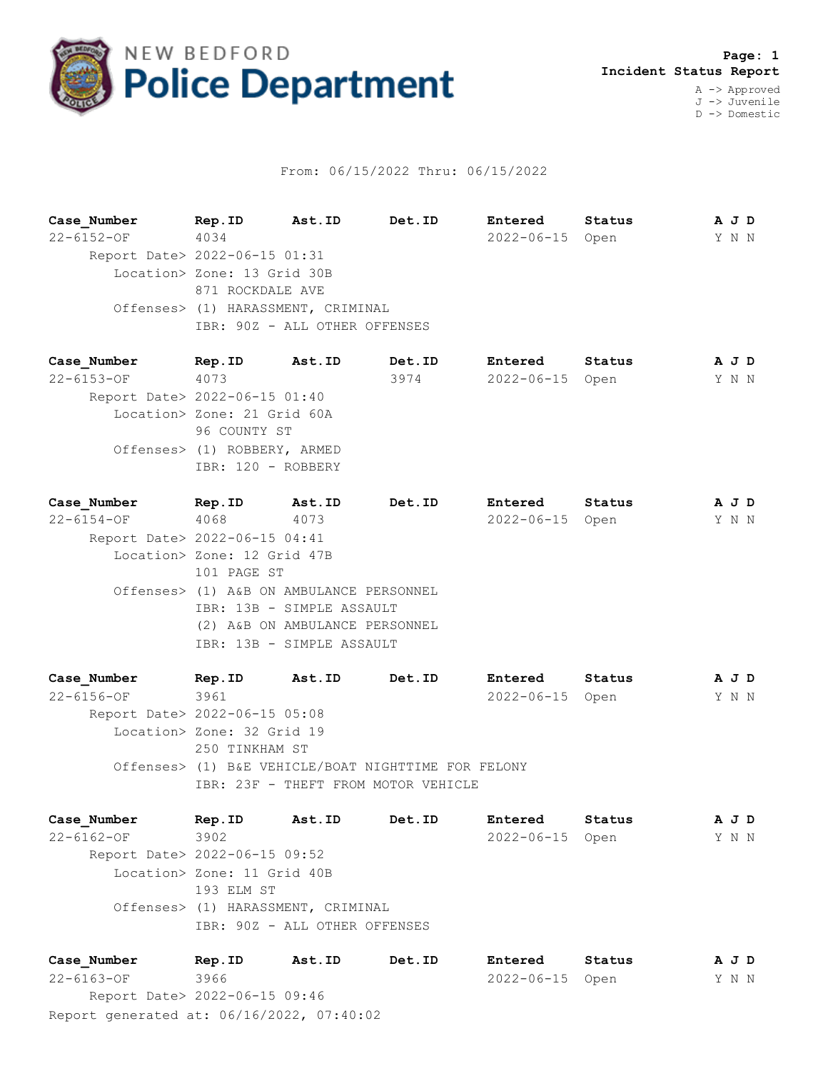# NEW BEDFORD Police Department

**Page: 1**
**Incident Status Report**

A -> Approved
J -> Juvenile
D -> Domestic

From: 06/15/2022 Thru: 06/15/2022

| Case_Number | Rep.ID | Ast.ID | Det.ID | Entered | Status | A J D |
|---|---|---|---|---|---|---|
| 22-6152-OF | 4034 | | | 2022-06-15 | Open | Y N N |

Report Date> 2022-06-15 01:31
Location> Zone: 13 Grid 30B
871 ROCKDALE AVE
Offenses> (1) HARASSMENT, CRIMINAL
IBR: 90Z - ALL OTHER OFFENSES

| Case_Number | Rep.ID | Ast.ID | Det.ID | Entered | Status | A J D |
|---|---|---|---|---|---|---|
| 22-6153-OF | 4073 | | 3974 | 2022-06-15 | Open | Y N N |

Report Date> 2022-06-15 01:40
Location> Zone: 21 Grid 60A
96 COUNTY ST
Offenses> (1) ROBBERY, ARMED
IBR: 120 - ROBBERY

| Case_Number | Rep.ID | Ast.ID | Det.ID | Entered | Status | A J D |
|---|---|---|---|---|---|---|
| 22-6154-OF | 4068 | 4073 | | 2022-06-15 | Open | Y N N |

Report Date> 2022-06-15 04:41
Location> Zone: 12 Grid 47B
101 PAGE ST
Offenses> (1) A&B ON AMBULANCE PERSONNEL
IBR: 13B - SIMPLE ASSAULT
(2) A&B ON AMBULANCE PERSONNEL
IBR: 13B - SIMPLE ASSAULT

| Case_Number | Rep.ID | Ast.ID | Det.ID | Entered | Status | A J D |
|---|---|---|---|---|---|---|
| 22-6156-OF | 3961 | | | 2022-06-15 | Open | Y N N |

Report Date> 2022-06-15 05:08
Location> Zone: 32 Grid 19
250 TINKHAM ST
Offenses> (1) B&E VEHICLE/BOAT NIGHTTIME FOR FELONY
IBR: 23F - THEFT FROM MOTOR VEHICLE

| Case_Number | Rep.ID | Ast.ID | Det.ID | Entered | Status | A J D |
|---|---|---|---|---|---|---|
| 22-6162-OF | 3902 | | | 2022-06-15 | Open | Y N N |

Report Date> 2022-06-15 09:52
Location> Zone: 11 Grid 40B
193 ELM ST
Offenses> (1) HARASSMENT, CRIMINAL
IBR: 90Z - ALL OTHER OFFENSES

| Case_Number | Rep.ID | Ast.ID | Det.ID | Entered | Status | A J D |
|---|---|---|---|---|---|---|
| 22-6163-OF | 3966 | | | 2022-06-15 | Open | Y N N |

Report Date> 2022-06-15 09:46

Report generated at: 06/16/2022, 07:40:02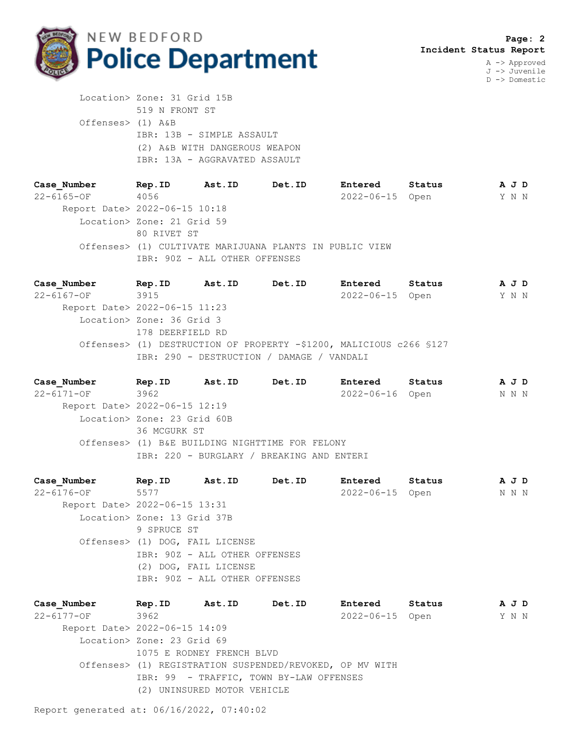**Page: 2**
**Incident Status Report**

A -> Approved
J -> Juvenile
D -> Domestic

Location> Zone: 31 Grid 15B
519 N FRONT ST
Offenses> (1) A&B
IBR: 13B - SIMPLE ASSAULT
(2) A&B WITH DANGEROUS WEAPON
IBR: 13A - AGGRAVATED ASSAULT

| Case_Number | Rep.ID | Ast.ID | Det.ID | Entered | Status | A J D |
|---|---|---|---|---|---|---|
| 22-6165-OF | 4056 | | | 2022-06-15 | Open | Y N N |

Report Date> 2022-06-15 10:18
Location> Zone: 21 Grid 59
80 RIVET ST
Offenses> (1) CULTIVATE MARIJUANA PLANTS IN PUBLIC VIEW
IBR: 90Z - ALL OTHER OFFENSES

| Case_Number | Rep.ID | Ast.ID | Det.ID | Entered | Status | A J D |
|---|---|---|---|---|---|---|
| 22-6167-OF | 3915 | | | 2022-06-15 | Open | Y N N |

Report Date> 2022-06-15 11:23
Location> Zone: 36 Grid 3
178 DEERFIELD RD
Offenses> (1) DESTRUCTION OF PROPERTY -$1200, MALICIOUS c266 §127
IBR: 290 - DESTRUCTION / DAMAGE / VANDALI

| Case_Number | Rep.ID | Ast.ID | Det.ID | Entered | Status | A J D |
|---|---|---|---|---|---|---|
| 22-6171-OF | 3962 | | | 2022-06-16 | Open | N N N |

Report Date> 2022-06-15 12:19
Location> Zone: 23 Grid 60B
36 MCGURK ST
Offenses> (1) B&E BUILDING NIGHTTIME FOR FELONY
IBR: 220 - BURGLARY / BREAKING AND ENTERI

| Case_Number | Rep.ID | Ast.ID | Det.ID | Entered | Status | A J D |
|---|---|---|---|---|---|---|
| 22-6176-OF | 5577 | | | 2022-06-15 | Open | N N N |

Report Date> 2022-06-15 13:31
Location> Zone: 13 Grid 37B
9 SPRUCE ST
Offenses> (1) DOG, FAIL LICENSE
IBR: 90Z - ALL OTHER OFFENSES
(2) DOG, FAIL LICENSE
IBR: 90Z - ALL OTHER OFFENSES

| Case_Number | Rep.ID | Ast.ID | Det.ID | Entered | Status | A J D |
|---|---|---|---|---|---|---|
| 22-6177-OF | 3962 | | | 2022-06-15 | Open | Y N N |

Report Date> 2022-06-15 14:09
Location> Zone: 23 Grid 69
1075 E RODNEY FRENCH BLVD
Offenses> (1) REGISTRATION SUSPENDED/REVOKED, OP MV WITH
IBR: 99 - TRAFFIC, TOWN BY-LAW OFFENSES
(2) UNINSURED MOTOR VEHICLE

Report generated at: 06/16/2022, 07:40:02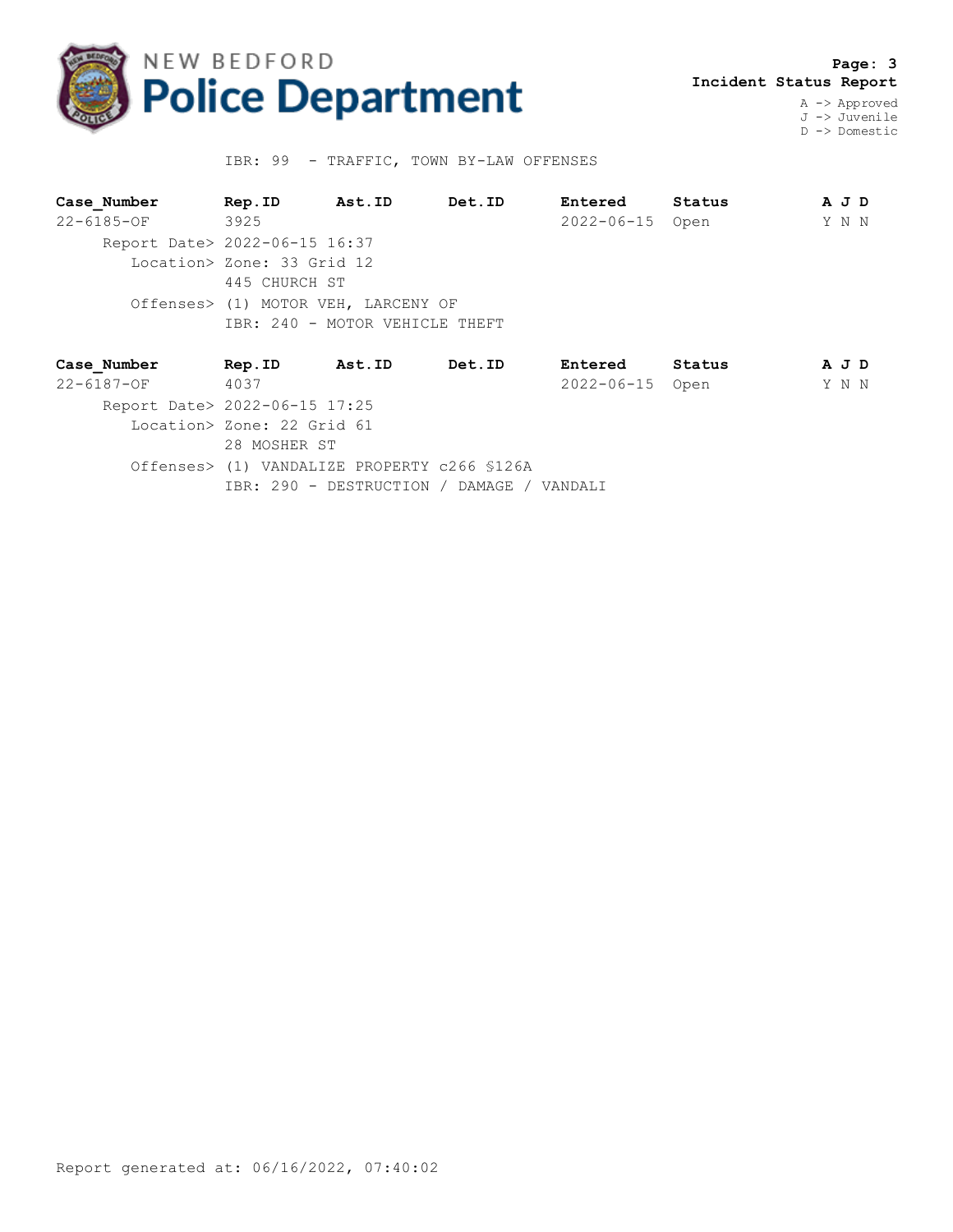# NEW BEDFORD Police Department

**Incident Status Report**

A -> Approved
J -> Juvenile
D -> Domestic

IBR: 99 - TRAFFIC, TOWN BY-LAW OFFENSES

| Case_Number | Rep.ID | Ast.ID | Det.ID | Entered | Status | A J D |
|---|---|---|---|---|---|---|
| 22-6185-OF | 3925 | | | 2022-06-15 | Open | Y N N |

Report Date> 2022-06-15 16:37
Location> Zone: 33 Grid 12
445 CHURCH ST
Offenses> (1) MOTOR VEH, LARCENY OF
IBR: 240 - MOTOR VEHICLE THEFT

| Case_Number | Rep.ID | Ast.ID | Det.ID | Entered | Status | A J D |
|---|---|---|---|---|---|---|
| 22-6187-OF | 4037 | | | 2022-06-15 | Open | Y N N |

Report Date> 2022-06-15 17:25
Location> Zone: 22 Grid 61
28 MOSHER ST
Offenses> (1) VANDALIZE PROPERTY c266 §126A
IBR: 290 - DESTRUCTION / DAMAGE / VANDALI

Report generated at: 06/16/2022, 07:40:02